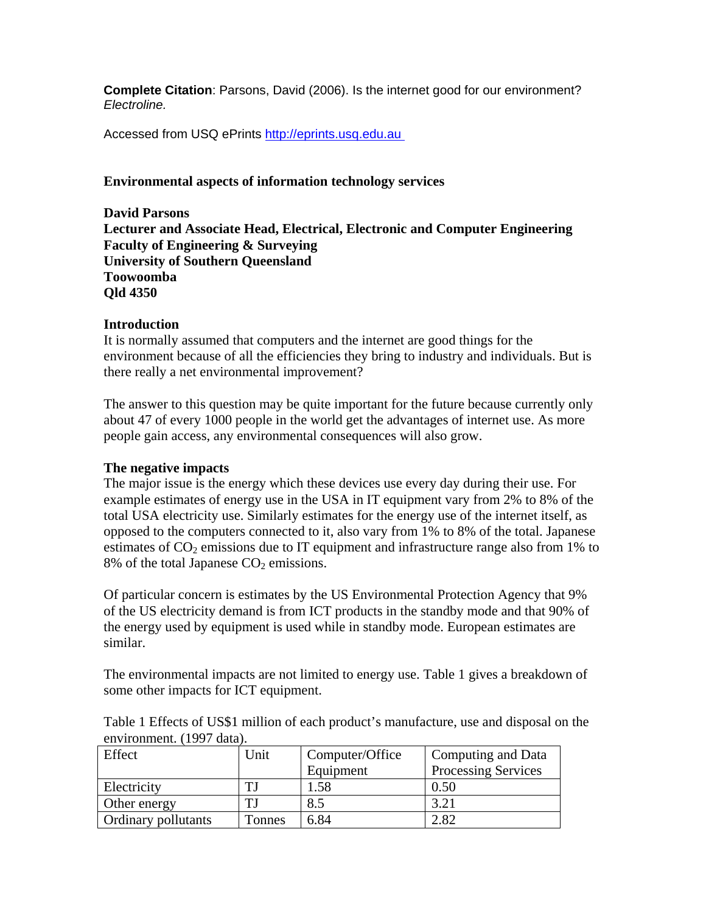**Complete Citation**: Parsons, David (2006). Is the internet good for our environment? *Electroline.*

Accessed from USQ ePrints http://eprints.usq.edu.au

## Environmental aspects of information technology services

**David Parsons**
**Lecturer and Associate Head, Electrical, Electronic and Computer Engineering**
**Faculty of Engineering & Surveying**
**University of Southern Queensland**
**Toowoomba**
**Qld 4350**

### Introduction

It is normally assumed that computers and the internet are good things for the environment because of all the efficiencies they bring to industry and individuals. But is there really a net environmental improvement?

The answer to this question may be quite important for the future because currently only about 47 of every 1000 people in the world get the advantages of internet use. As more people gain access, any environmental consequences will also grow.

### The negative impacts

The major issue is the energy which these devices use every day during their use. For example estimates of energy use in the USA in IT equipment vary from 2% to 8% of the total USA electricity use. Similarly estimates for the energy use of the internet itself, as opposed to the computers connected to it, also vary from 1% to 8% of the total. Japanese estimates of $CO_2$ emissions due to IT equipment and infrastructure range also from 1% to 8% of the total Japanese $CO_2$ emissions.

Of particular concern is estimates by the US Environmental Protection Agency that 9% of the US electricity demand is from ICT products in the standby mode and that 90% of the energy used by equipment is used while in standby mode. European estimates are similar.

The environmental impacts are not limited to energy use. Table 1 gives a breakdown of some other impacts for ICT equipment.

Table 1 Effects of US$1 million of each product's manufacture, use and disposal on the environment. (1997 data).

| Effect | Unit | Computer/Office Equipment | Computing and Data Processing Services |
|---|---|---|---|
| Electricity | TJ | 1.58 | 0.50 |
| Other energy | TJ | 8.5 | 3.21 |
| Ordinary pollutants | Tonnes | 6.84 | 2.82 |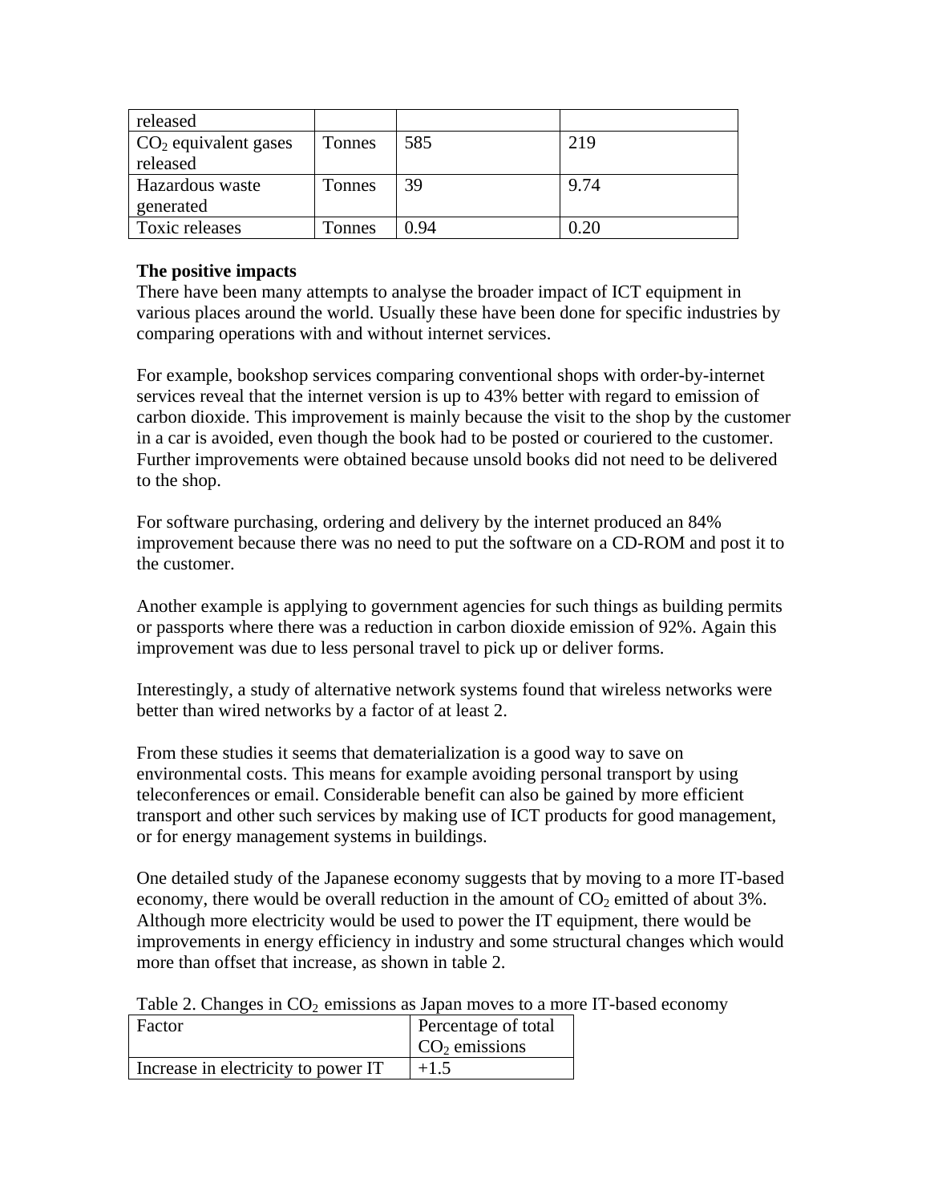| released | | | |
|---|---|---|---|
| $CO_2$ equivalent gases released | Tonnes | 585 | 219 |
| Hazardous waste generated | Tonnes | 39 | 9.74 |
| Toxic releases | Tonnes | 0.94 | 0.20 |

**The positive impacts**

There have been many attempts to analyse the broader impact of ICT equipment in various places around the world. Usually these have been done for specific industries by comparing operations with and without internet services.

For example, bookshop services comparing conventional shops with order-by-internet services reveal that the internet version is up to 43% better with regard to emission of carbon dioxide. This improvement is mainly because the visit to the shop by the customer in a car is avoided, even though the book had to be posted or couriered to the customer. Further improvements were obtained because unsold books did not need to be delivered to the shop.

For software purchasing, ordering and delivery by the internet produced an 84% improvement because there was no need to put the software on a CD-ROM and post it to the customer.

Another example is applying to government agencies for such things as building permits or passports where there was a reduction in carbon dioxide emission of 92%. Again this improvement was due to less personal travel to pick up or deliver forms.

Interestingly, a study of alternative network systems found that wireless networks were better than wired networks by a factor of at least 2.

From these studies it seems that dematerialization is a good way to save on environmental costs. This means for example avoiding personal transport by using teleconferences or email. Considerable benefit can also be gained by more efficient transport and other such services by making use of ICT products for good management, or for energy management systems in buildings.

One detailed study of the Japanese economy suggests that by moving to a more IT-based economy, there would be overall reduction in the amount of $CO_2$ emitted of about 3%. Although more electricity would be used to power the IT equipment, there would be improvements in energy efficiency in industry and some structural changes which would more than offset that increase, as shown in table 2.

Table 2. Changes in $CO_2$ emissions as Japan moves to a more IT-based economy

| Factor | Percentage of total $CO_2$ emissions |
|---|---|
| Increase in electricity to power IT | +1.5 |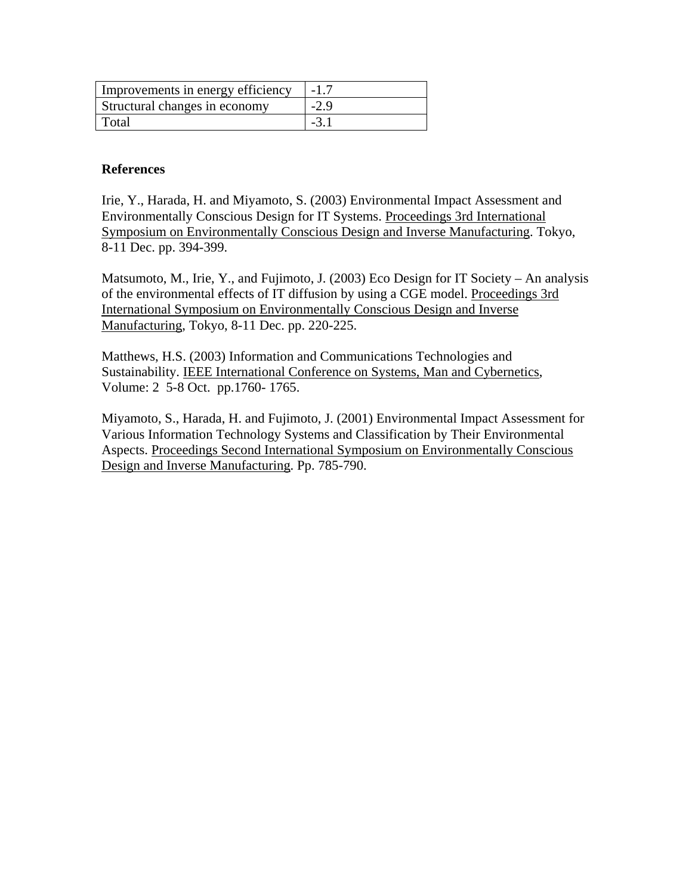| | |
|---|---|
| Improvements in energy efficiency | -1.7 |
| Structural changes in economy | -2.9 |
| Total | -3.1 |

**References**

Irie, Y., Harada, H. and Miyamoto, S. (2003) Environmental Impact Assessment and Environmentally Conscious Design for IT Systems. Proceedings 3rd International Symposium on Environmentally Conscious Design and Inverse Manufacturing. Tokyo, 8-11 Dec. pp. 394-399.

Matsumoto, M., Irie, Y., and Fujimoto, J. (2003) Eco Design for IT Society – An analysis of the environmental effects of IT diffusion by using a CGE model. Proceedings 3rd International Symposium on Environmentally Conscious Design and Inverse Manufacturing, Tokyo, 8-11 Dec. pp. 220-225.

Matthews, H.S. (2003) Information and Communications Technologies and Sustainability. IEEE International Conference on Systems, Man and Cybernetics, Volume: 2 5-8 Oct. pp.1760- 1765.

Miyamoto, S., Harada, H. and Fujimoto, J. (2001) Environmental Impact Assessment for Various Information Technology Systems and Classification by Their Environmental Aspects. Proceedings Second International Symposium on Environmentally Conscious Design and Inverse Manufacturing. Pp. 785-790.